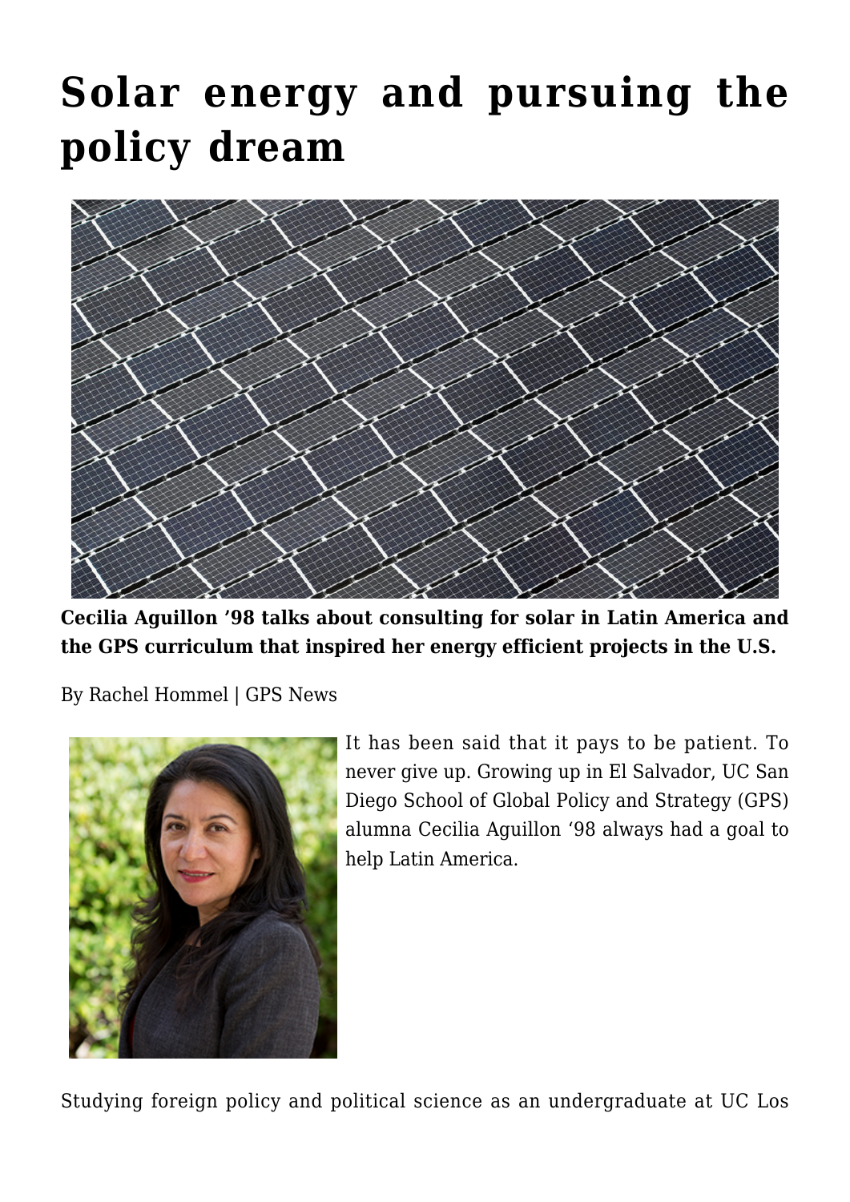# Solar energy and pursuing the policy dream

**Cecilia Aguillon '98 talks about consulting for solar in Latin America and the GPS curriculum that inspired her energy efficient projects in the U.S.**

By Rachel Hommel | GPS News

It has been said that it pays to be patient. To never give up. Growing up in El Salvador, UC San Diego School of Global Policy and Strategy (GPS) alumna Cecilia Aguillon '98 always had a goal to help Latin America.

Studying foreign policy and political science as an undergraduate at UC Los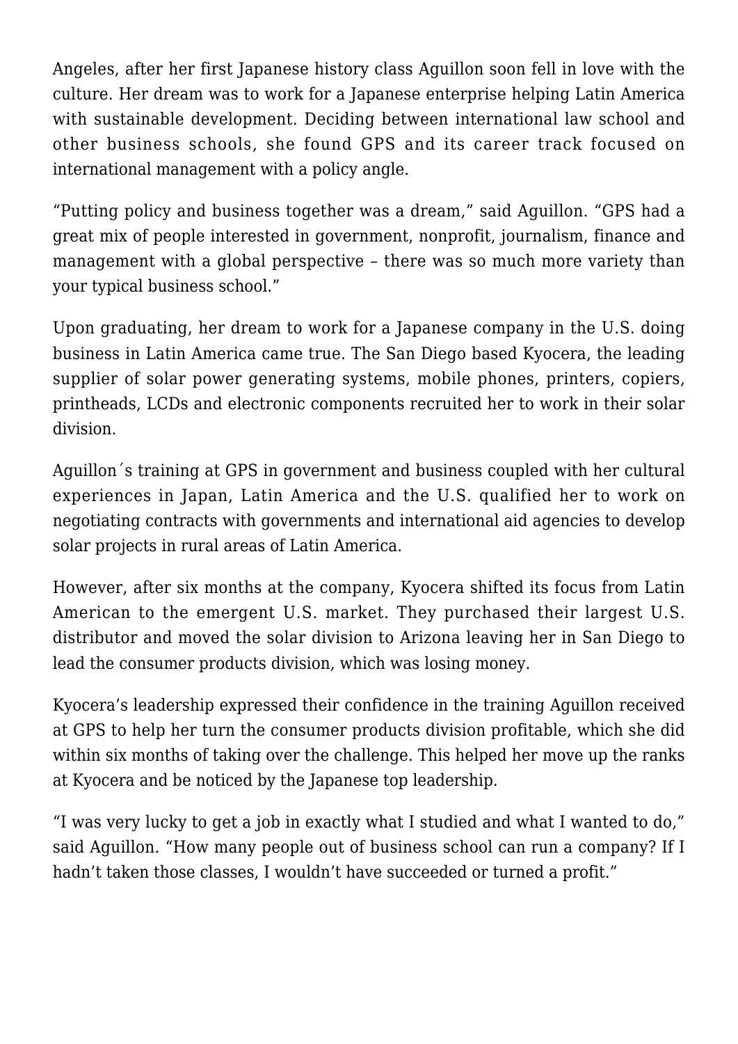Angeles, after her first Japanese history class Aguillon soon fell in love with the culture. Her dream was to work for a Japanese enterprise helping Latin America with sustainable development. Deciding between international law school and other business schools, she found GPS and its career track focused on international management with a policy angle.

"Putting policy and business together was a dream," said Aguillon. "GPS had a great mix of people interested in government, nonprofit, journalism, finance and management with a global perspective – there was so much more variety than your typical business school."

Upon graduating, her dream to work for a Japanese company in the U.S. doing business in Latin America came true. The San Diego based Kyocera, the leading supplier of solar power generating systems, mobile phones, printers, copiers, printheads, LCDs and electronic components recruited her to work in their solar division.

Aguillon´s training at GPS in government and business coupled with her cultural experiences in Japan, Latin America and the U.S. qualified her to work on negotiating contracts with governments and international aid agencies to develop solar projects in rural areas of Latin America.

However, after six months at the company, Kyocera shifted its focus from Latin American to the emergent U.S. market. They purchased their largest U.S. distributor and moved the solar division to Arizona leaving her in San Diego to lead the consumer products division, which was losing money.

Kyocera's leadership expressed their confidence in the training Aguillon received at GPS to help her turn the consumer products division profitable, which she did within six months of taking over the challenge. This helped her move up the ranks at Kyocera and be noticed by the Japanese top leadership.

"I was very lucky to get a job in exactly what I studied and what I wanted to do," said Aguillon. "How many people out of business school can run a company? If I hadn't taken those classes, I wouldn't have succeeded or turned a profit."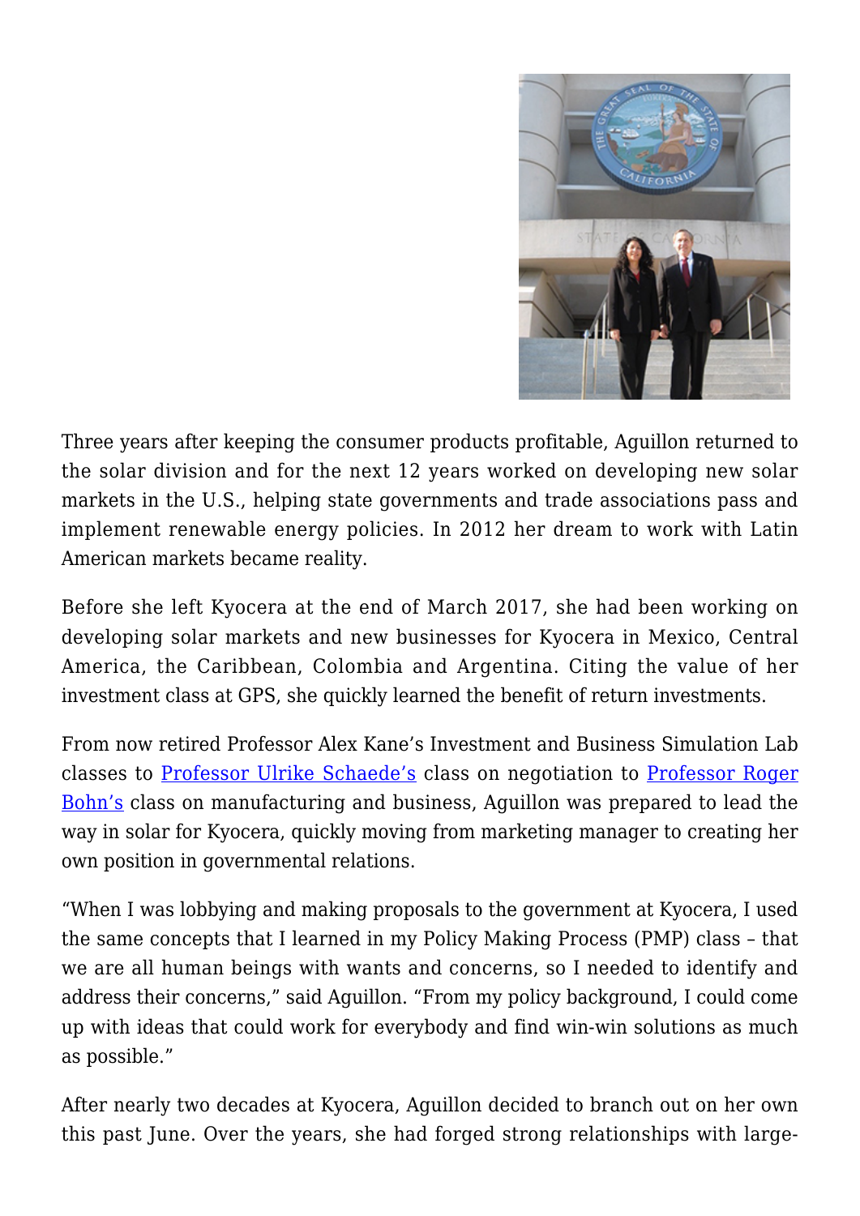Three years after keeping the consumer products profitable, Aguillon returned to the solar division and for the next 12 years worked on developing new solar markets in the U.S., helping state governments and trade associations pass and implement renewable energy policies. In 2012 her dream to work with Latin American markets became reality.

Before she left Kyocera at the end of March 2017, she had been working on developing solar markets and new businesses for Kyocera in Mexico, Central America, the Caribbean, Colombia and Argentina. Citing the value of her investment class at GPS, she quickly learned the benefit of return investments.

From now retired Professor Alex Kane's Investment and Business Simulation Lab classes to Professor Ulrike Schaede's class on negotiation to Professor Roger Bohn's class on manufacturing and business, Aguillon was prepared to lead the way in solar for Kyocera, quickly moving from marketing manager to creating her own position in governmental relations.

"When I was lobbying and making proposals to the government at Kyocera, I used the same concepts that I learned in my Policy Making Process (PMP) class – that we are all human beings with wants and concerns, so I needed to identify and address their concerns," said Aguillon. "From my policy background, I could come up with ideas that could work for everybody and find win-win solutions as much as possible."

After nearly two decades at Kyocera, Aguillon decided to branch out on her own this past June. Over the years, she had forged strong relationships with large-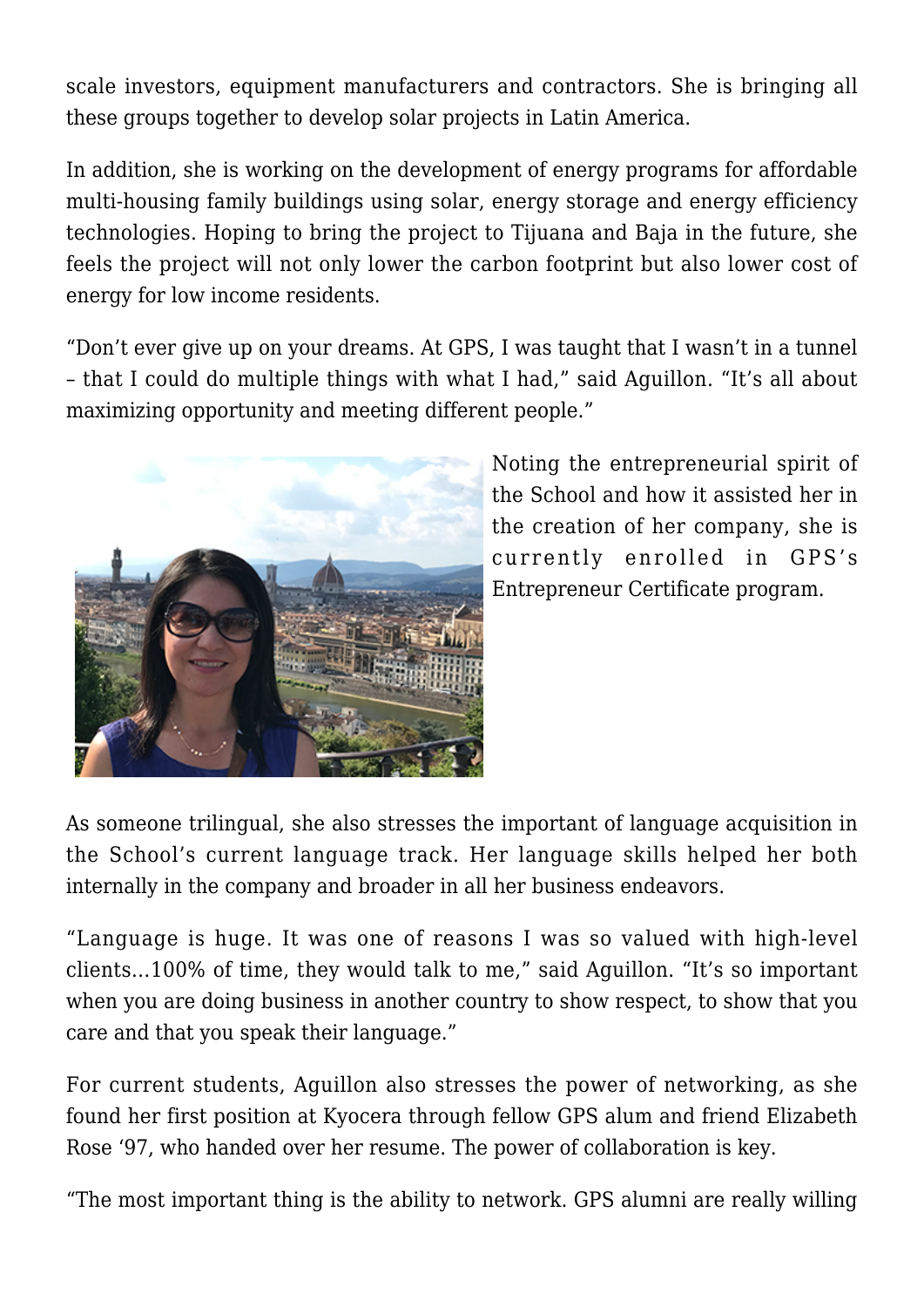scale investors, equipment manufacturers and contractors. She is bringing all these groups together to develop solar projects in Latin America.

In addition, she is working on the development of energy programs for affordable multi-housing family buildings using solar, energy storage and energy efficiency technologies. Hoping to bring the project to Tijuana and Baja in the future, she feels the project will not only lower the carbon footprint but also lower cost of energy for low income residents.

“Don’t ever give up on your dreams. At GPS, I was taught that I wasn’t in a tunnel – that I could do multiple things with what I had,” said Aguillon. “It’s all about maximizing opportunity and meeting different people.”

Noting the entrepreneurial spirit of the School and how it assisted her in the creation of her company, she is currently enrolled in GPS’s Entrepreneur Certificate program.

As someone trilingual, she also stresses the important of language acquisition in the School’s current language track. Her language skills helped her both internally in the company and broader in all her business endeavors.

“Language is huge. It was one of reasons I was so valued with high-level clients…100% of time, they would talk to me,” said Aguillon. “It’s so important when you are doing business in another country to show respect, to show that you care and that you speak their language.”

For current students, Aguillon also stresses the power of networking, as she found her first position at Kyocera through fellow GPS alum and friend Elizabeth Rose ‘97, who handed over her resume. The power of collaboration is key.

“The most important thing is the ability to network. GPS alumni are really willing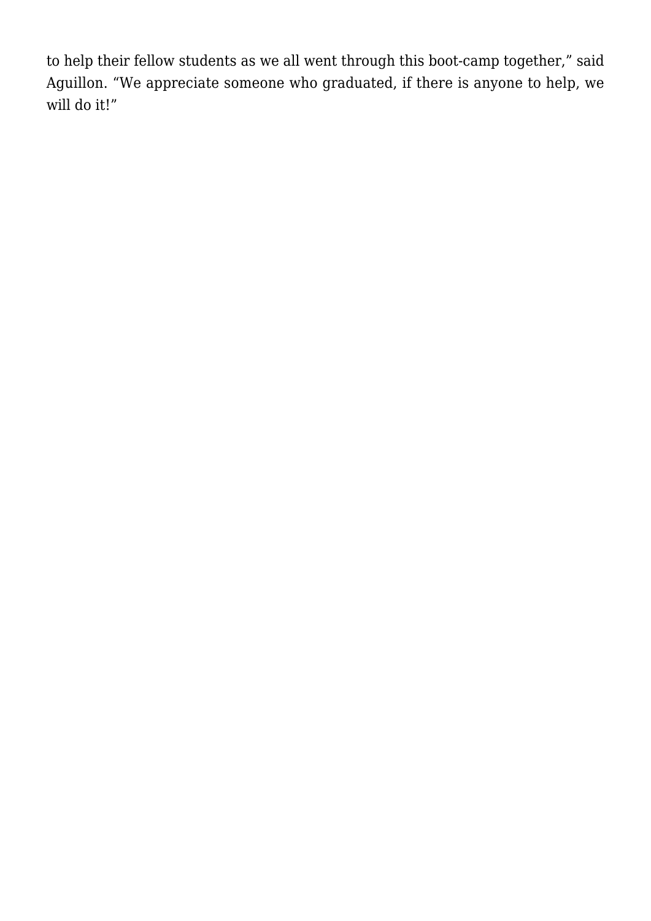to help their fellow students as we all went through this boot-camp together," said Aguillon. "We appreciate someone who graduated, if there is anyone to help, we will do it!"